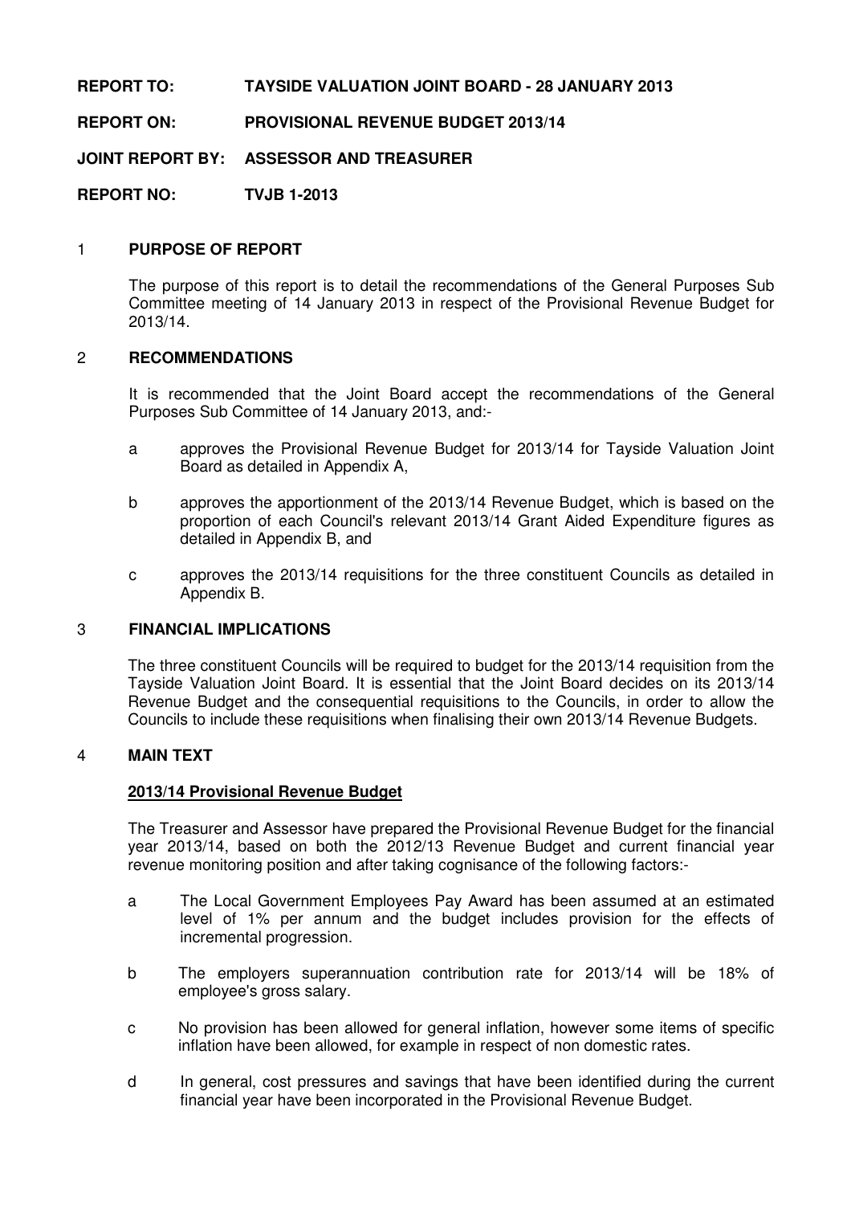**REPORT TO: TAYSIDE VALUATION JOINT BOARD - 28 JANUARY 2013**

**REPORT ON: PROVISIONAL REVENUE BUDGET 2013/14**

**JOINT REPORT BY: ASSESSOR AND TREASURER**

**REPORT NO: TVJB 1-2013**

## 1 PURPOSE OF REPORT

The purpose of this report is to detail the recommendations of the General Purposes Sub Committee meeting of 14 January 2013 in respect of the Provisional Revenue Budget for 2013/14.

## 2 RECOMMENDATIONS

It is recommended that the Joint Board accept the recommendations of the General Purposes Sub Committee of 14 January 2013, and:-

a approves the Provisional Revenue Budget for 2013/14 for Tayside Valuation Joint Board as detailed in Appendix A,

b approves the apportionment of the 2013/14 Revenue Budget, which is based on the proportion of each Council's relevant 2013/14 Grant Aided Expenditure figures as detailed in Appendix B, and

c approves the 2013/14 requisitions for the three constituent Councils as detailed in Appendix B.

## 3 FINANCIAL IMPLICATIONS

The three constituent Councils will be required to budget for the 2013/14 requisition from the Tayside Valuation Joint Board. It is essential that the Joint Board decides on its 2013/14 Revenue Budget and the consequential requisitions to the Councils, in order to allow the Councils to include these requisitions when finalising their own 2013/14 Revenue Budgets.

## 4 MAIN TEXT

**2013/14 Provisional Revenue Budget**

The Treasurer and Assessor have prepared the Provisional Revenue Budget for the financial year 2013/14, based on both the 2012/13 Revenue Budget and current financial year revenue monitoring position and after taking cognisance of the following factors:-

a The Local Government Employees Pay Award has been assumed at an estimated level of 1% per annum and the budget includes provision for the effects of incremental progression.

b The employers superannuation contribution rate for 2013/14 will be 18% of employee's gross salary.

c No provision has been allowed for general inflation, however some items of specific inflation have been allowed, for example in respect of non domestic rates.

d In general, cost pressures and savings that have been identified during the current financial year have been incorporated in the Provisional Revenue Budget.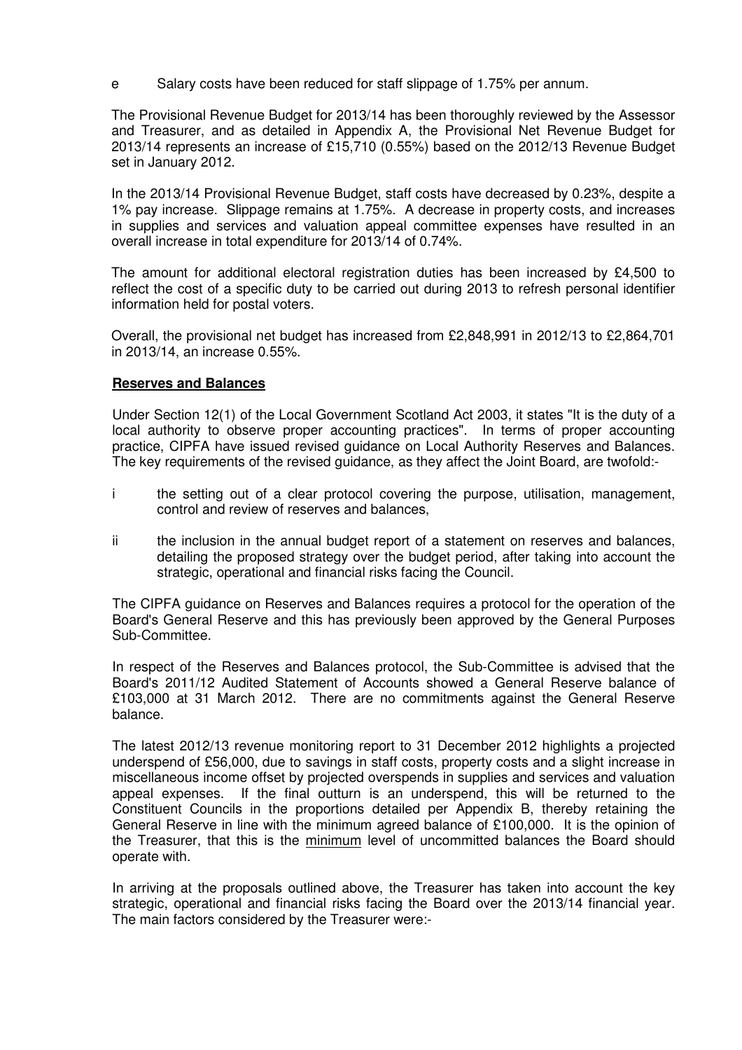e Salary costs have been reduced for staff slippage of 1.75% per annum.

The Provisional Revenue Budget for 2013/14 has been thoroughly reviewed by the Assessor and Treasurer, and as detailed in Appendix A, the Provisional Net Revenue Budget for 2013/14 represents an increase of £15,710 (0.55%) based on the 2012/13 Revenue Budget set in January 2012.

In the 2013/14 Provisional Revenue Budget, staff costs have decreased by 0.23%, despite a 1% pay increase. Slippage remains at 1.75%. A decrease in property costs, and increases in supplies and services and valuation appeal committee expenses have resulted in an overall increase in total expenditure for 2013/14 of 0.74%.

The amount for additional electoral registration duties has been increased by £4,500 to reflect the cost of a specific duty to be carried out during 2013 to refresh personal identifier information held for postal voters.

Overall, the provisional net budget has increased from £2,848,991 in 2012/13 to £2,864,701 in 2013/14, an increase 0.55%.

**Reserves and Balances**

Under Section 12(1) of the Local Government Scotland Act 2003, it states "It is the duty of a local authority to observe proper accounting practices". In terms of proper accounting practice, CIPFA have issued revised guidance on Local Authority Reserves and Balances. The key requirements of the revised guidance, as they affect the Joint Board, are twofold:-

i the setting out of a clear protocol covering the purpose, utilisation, management, control and review of reserves and balances,

ii the inclusion in the annual budget report of a statement on reserves and balances, detailing the proposed strategy over the budget period, after taking into account the strategic, operational and financial risks facing the Council.

The CIPFA guidance on Reserves and Balances requires a protocol for the operation of the Board's General Reserve and this has previously been approved by the General Purposes Sub-Committee.

In respect of the Reserves and Balances protocol, the Sub-Committee is advised that the Board's 2011/12 Audited Statement of Accounts showed a General Reserve balance of £103,000 at 31 March 2012. There are no commitments against the General Reserve balance.

The latest 2012/13 revenue monitoring report to 31 December 2012 highlights a projected underspend of £56,000, due to savings in staff costs, property costs and a slight increase in miscellaneous income offset by projected overspends in supplies and services and valuation appeal expenses. If the final outturn is an underspend, this will be returned to the Constituent Councils in the proportions detailed per Appendix B, thereby retaining the General Reserve in line with the minimum agreed balance of £100,000. It is the opinion of the Treasurer, that this is the minimum level of uncommitted balances the Board should operate with.

In arriving at the proposals outlined above, the Treasurer has taken into account the key strategic, operational and financial risks facing the Board over the 2013/14 financial year. The main factors considered by the Treasurer were:-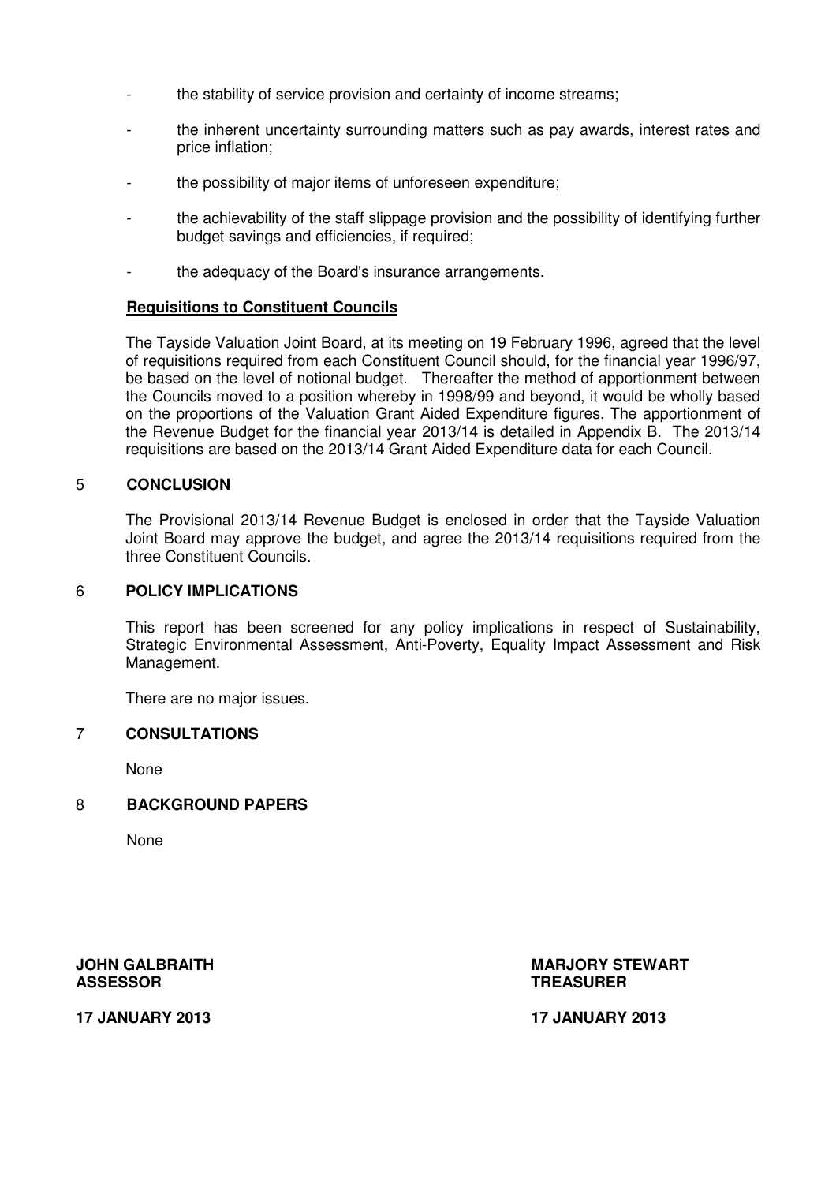- the stability of service provision and certainty of income streams;
- the inherent uncertainty surrounding matters such as pay awards, interest rates and price inflation;
- the possibility of major items of unforeseen expenditure;
- the achievability of the staff slippage provision and the possibility of identifying further budget savings and efficiencies, if required;
- the adequacy of the Board's insurance arrangements.

**Requisitions to Constituent Councils**

The Tayside Valuation Joint Board, at its meeting on 19 February 1996, agreed that the level of requisitions required from each Constituent Council should, for the financial year 1996/97, be based on the level of notional budget. Thereafter the method of apportionment between the Councils moved to a position whereby in 1998/99 and beyond, it would be wholly based on the proportions of the Valuation Grant Aided Expenditure figures. The apportionment of the Revenue Budget for the financial year 2013/14 is detailed in Appendix B. The 2013/14 requisitions are based on the 2013/14 Grant Aided Expenditure data for each Council.

## 5 CONCLUSION

The Provisional 2013/14 Revenue Budget is enclosed in order that the Tayside Valuation Joint Board may approve the budget, and agree the 2013/14 requisitions required from the three Constituent Councils.

## 6 POLICY IMPLICATIONS

This report has been screened for any policy implications in respect of Sustainability, Strategic Environmental Assessment, Anti-Poverty, Equality Impact Assessment and Risk Management.

There are no major issues.

## 7 CONSULTATIONS

None

## 8 BACKGROUND PAPERS

None

**JOHN GALBRAITH**
**ASSESSOR**

**17 JANUARY 2013**

**MARJORY STEWART**
**TREASURER**

**17 JANUARY 2013**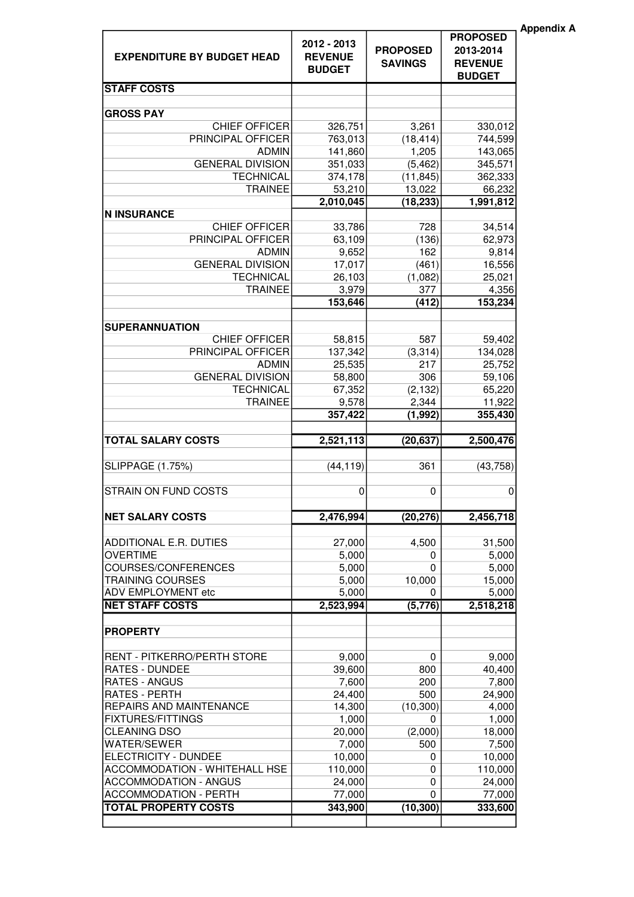**Appendix A**

| EXPENDITURE BY BUDGET HEAD | 2012 - 2013 REVENUE BUDGET | PROPOSED SAVINGS | PROPOSED 2013-2014 REVENUE BUDGET |
|---|---|---|---|
| **STAFF COSTS** | | | |
| | | | |
| **GROSS PAY** | | | |
| CHIEF OFFICER | 326,751 | 3,261 | 330,012 |
| PRINCIPAL OFFICER | 763,013 | (18,414) | 744,599 |
| ADMIN | 141,860 | 1,205 | 143,065 |
| GENERAL DIVISION | 351,033 | (5,462) | 345,571 |
| TECHNICAL | 374,178 | (11,845) | 362,333 |
| TRAINEE | 53,210 | 13,022 | 66,232 |
| | **2,010,045** | **(18,233)** | **1,991,812** |
| **N INSURANCE** | | | |
| CHIEF OFFICER | 33,786 | 728 | 34,514 |
| PRINCIPAL OFFICER | 63,109 | (136) | 62,973 |
| ADMIN | 9,652 | 162 | 9,814 |
| GENERAL DIVISION | 17,017 | (461) | 16,556 |
| TECHNICAL | 26,103 | (1,082) | 25,021 |
| TRAINEE | 3,979 | 377 | 4,356 |
| | **153,646** | **(412)** | **153,234** |
| | | | |
| **SUPERANNUATION** | | | |
| CHIEF OFFICER | 58,815 | 587 | 59,402 |
| PRINCIPAL OFFICER | 137,342 | (3,314) | 134,028 |
| ADMIN | 25,535 | 217 | 25,752 |
| GENERAL DIVISION | 58,800 | 306 | 59,106 |
| TECHNICAL | 67,352 | (2,132) | 65,220 |
| TRAINEE | 9,578 | 2,344 | 11,922 |
| | **357,422** | **(1,992)** | **355,430** |
| | | | |
| **TOTAL SALARY COSTS** | **2,521,113** | **(20,637)** | **2,500,476** |
| | | | |
| SLIPPAGE (1.75%) | (44,119) | 361 | (43,758) |
| | | | |
| STRAIN ON FUND COSTS | 0 | 0 | 0 |
| | | | |
| **NET SALARY COSTS** | **2,476,994** | **(20,276)** | **2,456,718** |
| | | | |
| ADDITIONAL E.R. DUTIES | 27,000 | 4,500 | 31,500 |
| OVERTIME | 5,000 | 0 | 5,000 |
| COURSES/CONFERENCES | 5,000 | 0 | 5,000 |
| TRAINING COURSES | 5,000 | 10,000 | 15,000 |
| ADV EMPLOYMENT etc | 5,000 | 0 | 5,000 |
| **NET STAFF COSTS** | **2,523,994** | **(5,776)** | **2,518,218** |
| | | | |
| **PROPERTY** | | | |
| | | | |
| RENT - PITKERRO/PERTH STORE | 9,000 | 0 | 9,000 |
| RATES - DUNDEE | 39,600 | 800 | 40,400 |
| RATES - ANGUS | 7,600 | 200 | 7,800 |
| RATES - PERTH | 24,400 | 500 | 24,900 |
| REPAIRS AND MAINTENANCE | 14,300 | (10,300) | 4,000 |
| FIXTURES/FITTINGS | 1,000 | 0 | 1,000 |
| CLEANING DSO | 20,000 | (2,000) | 18,000 |
| WATER/SEWER | 7,000 | 500 | 7,500 |
| ELECTRICITY - DUNDEE | 10,000 | 0 | 10,000 |
| ACCOMMODATION - WHITEHALL HSE | 110,000 | 0 | 110,000 |
| ACCOMMODATION - ANGUS | 24,000 | 0 | 24,000 |
| ACCOMMODATION - PERTH | 77,000 | 0 | 77,000 |
| **TOTAL PROPERTY COSTS** | **343,900** | **(10,300)** | **333,600** |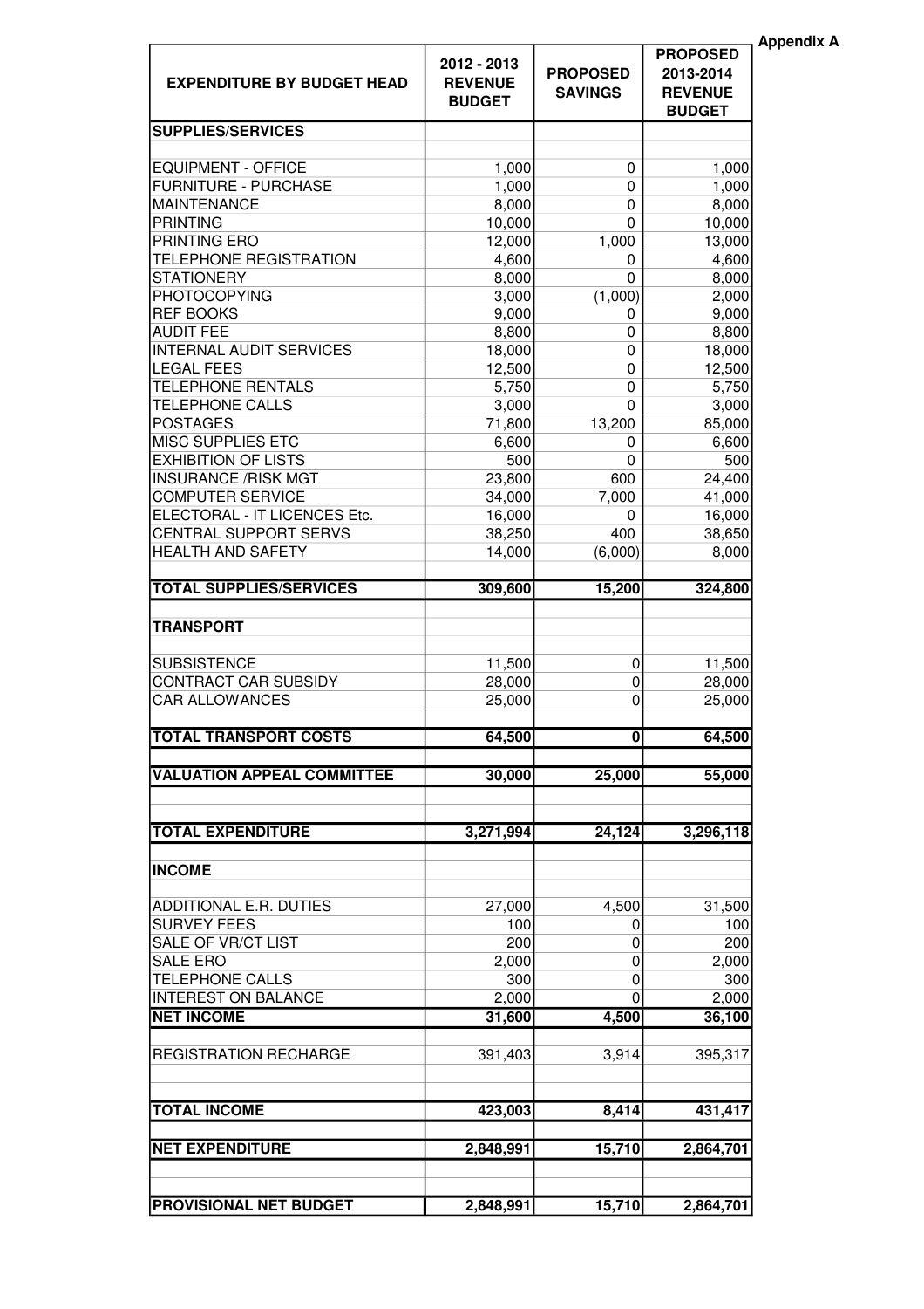**Appendix A**

| EXPENDITURE BY BUDGET HEAD | 2012 - 2013 REVENUE BUDGET | PROPOSED SAVINGS | PROPOSED 2013-2014 REVENUE BUDGET |
|---|---|---|---|
| **SUPPLIES/SERVICES** | | | |
| EQUIPMENT - OFFICE | 1,000 | 0 | 1,000 |
| FURNITURE - PURCHASE | 1,000 | 0 | 1,000 |
| MAINTENANCE | 8,000 | 0 | 8,000 |
| PRINTING | 10,000 | 0 | 10,000 |
| PRINTING ERO | 12,000 | 1,000 | 13,000 |
| TELEPHONE REGISTRATION | 4,600 | 0 | 4,600 |
| STATIONERY | 8,000 | 0 | 8,000 |
| PHOTOCOPYING | 3,000 | (1,000) | 2,000 |
| REF BOOKS | 9,000 | 0 | 9,000 |
| AUDIT FEE | 8,800 | 0 | 8,800 |
| INTERNAL AUDIT SERVICES | 18,000 | 0 | 18,000 |
| LEGAL FEES | 12,500 | 0 | 12,500 |
| TELEPHONE RENTALS | 5,750 | 0 | 5,750 |
| TELEPHONE CALLS | 3,000 | 0 | 3,000 |
| POSTAGES | 71,800 | 13,200 | 85,000 |
| MISC SUPPLIES ETC | 6,600 | 0 | 6,600 |
| EXHIBITION OF LISTS | 500 | 0 | 500 |
| INSURANCE /RISK MGT | 23,800 | 600 | 24,400 |
| COMPUTER SERVICE | 34,000 | 7,000 | 41,000 |
| ELECTORAL - IT LICENCES Etc. | 16,000 | 0 | 16,000 |
| CENTRAL SUPPORT SERVS | 38,250 | 400 | 38,650 |
| HEALTH AND SAFETY | 14,000 | (6,000) | 8,000 |
| **TOTAL SUPPLIES/SERVICES** | **309,600** | **15,200** | **324,800** |
| **TRANSPORT** | | | |
| SUBSISTENCE | 11,500 | 0 | 11,500 |
| CONTRACT CAR SUBSIDY | 28,000 | 0 | 28,000 |
| CAR ALLOWANCES | 25,000 | 0 | 25,000 |
| **TOTAL TRANSPORT COSTS** | **64,500** | **0** | **64,500** |
| **VALUATION APPEAL COMMITTEE** | **30,000** | **25,000** | **55,000** |
| **TOTAL EXPENDITURE** | **3,271,994** | **24,124** | **3,296,118** |
| **INCOME** | | | |
| ADDITIONAL E.R. DUTIES | 27,000 | 4,500 | 31,500 |
| SURVEY FEES | 100 | 0 | 100 |
| SALE OF VR/CT LIST | 200 | 0 | 200 |
| SALE ERO | 2,000 | 0 | 2,000 |
| TELEPHONE CALLS | 300 | 0 | 300 |
| INTEREST ON BALANCE | 2,000 | 0 | 2,000 |
| **NET INCOME** | **31,600** | **4,500** | **36,100** |
| REGISTRATION RECHARGE | 391,403 | 3,914 | 395,317 |
| **TOTAL INCOME** | **423,003** | **8,414** | **431,417** |
| **NET EXPENDITURE** | **2,848,991** | **15,710** | **2,864,701** |
| **PROVISIONAL NET BUDGET** | **2,848,991** | **15,710** | **2,864,701** |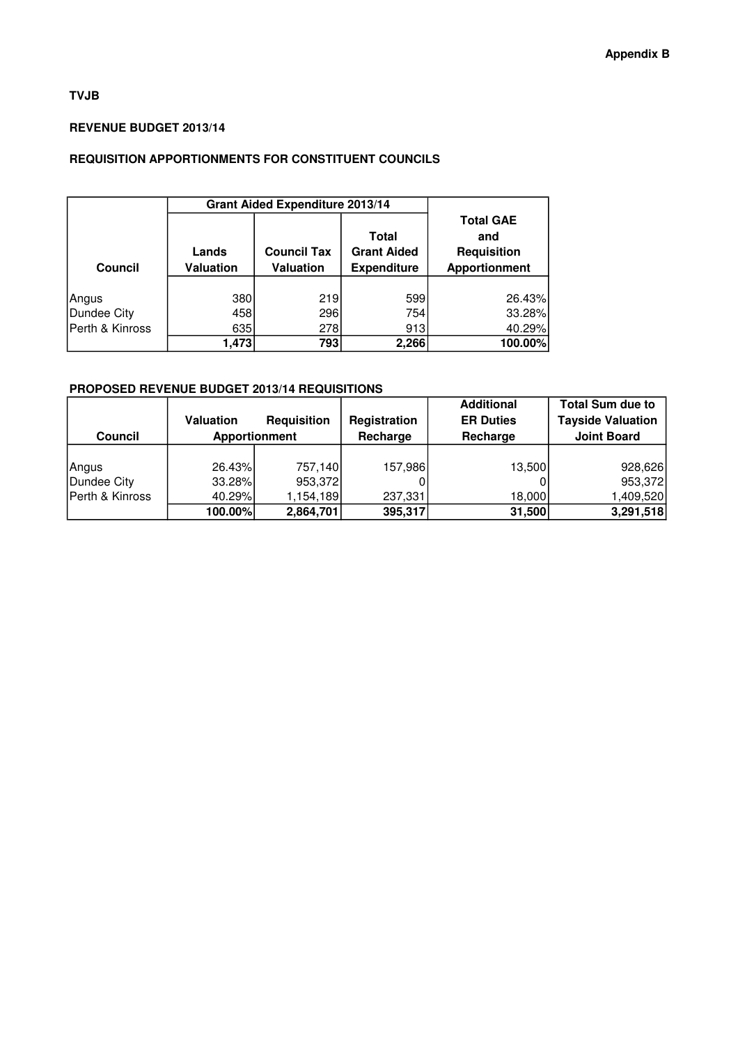Appendix B

**TVJB**

**REVENUE BUDGET 2013/14**

**REQUISITION APPORTIONMENTS FOR CONSTITUENT COUNCILS**

| | Grant Aided Expenditure 2013/14 | | | |
|---|---|---|---|---|
| **Council** | **Lands Valuation** | **Council Tax Valuation** | **Total Grant Aided Expenditure** | **Total GAE and Requisition Apportionment** |
| Angus | 380 | 219 | 599 | 26.43% |
| Dundee City | 458 | 296 | 754 | 33.28% |
| Perth & Kinross | 635 | 278 | 913 | 40.29% |
| | **1,473** | **793** | **2,266** | **100.00%** |

**PROPOSED REVENUE BUDGET 2013/14 REQUISITIONS**

| **Council** | **Valuation Apportionment** | **Requisition** | **Registration Recharge** | **Additional ER Duties Recharge** | **Total Sum due to Tayside Valuation Joint Board** |
|---|---|---|---|---|---|
| Angus | 26.43% | 757,140 | 157,986 | 13,500 | 928,626 |
| Dundee City | 33.28% | 953,372 | 0 | 0 | 953,372 |
| Perth & Kinross | 40.29% | 1,154,189 | 237,331 | 18,000 | 1,409,520 |
| | **100.00%** | **2,864,701** | **395,317** | **31,500** | **3,291,518** |